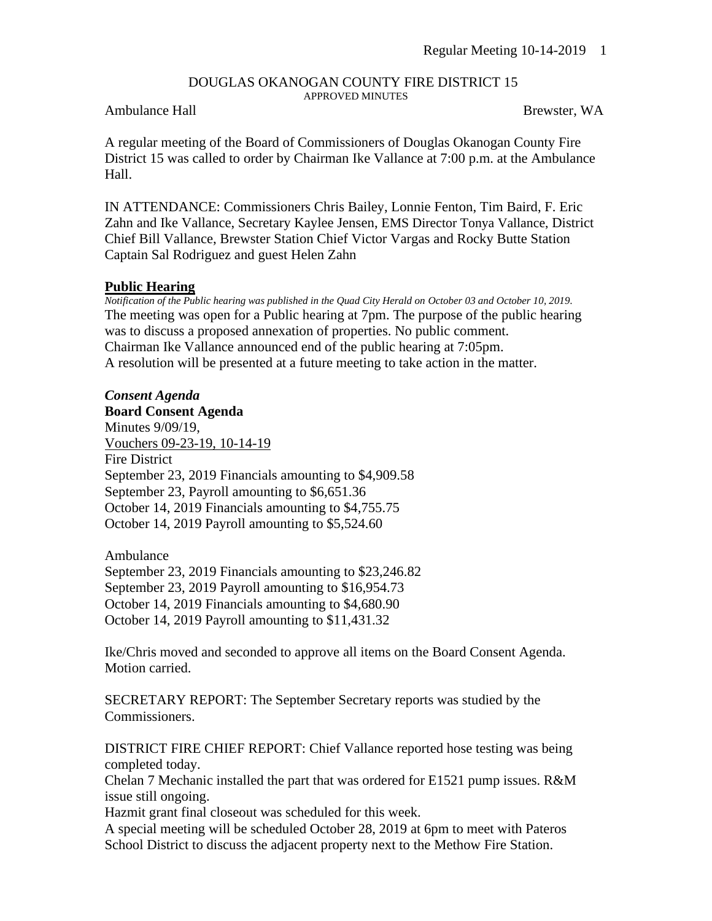# DOUGLAS OKANOGAN COUNTY FIRE DISTRICT 15

APPROVED MINUTES

Ambulance Hall Brewster, WA

A regular meeting of the Board of Commissioners of Douglas Okanogan County Fire District 15 was called to order by Chairman Ike Vallance at 7:00 p.m. at the Ambulance Hall.

IN ATTENDANCE: Commissioners Chris Bailey, Lonnie Fenton, Tim Baird, F. Eric Zahn and Ike Vallance, Secretary Kaylee Jensen, EMS Director Tonya Vallance, District Chief Bill Vallance, Brewster Station Chief Victor Vargas and Rocky Butte Station Captain Sal Rodriguez and guest Helen Zahn

## Public Hearing

*Notification of the Public hearing was published in the Quad City Herald on October 03 and October 10, 2019.*

The meeting was open for a Public hearing at 7pm. The purpose of the public hearing was to discuss a proposed annexation of properties. No public comment.
Chairman Ike Vallance announced end of the public hearing at 7:05pm.
A resolution will be presented at a future meeting to take action in the matter.

***Consent Agenda***

**Board Consent Agenda**

Minutes 9/09/19,
Vouchers 09-23-19, 10-14-19
Fire District
September 23, 2019 Financials amounting to $4,909.58
September 23, Payroll amounting to $6,651.36
October 14, 2019 Financials amounting to $4,755.75
October 14, 2019 Payroll amounting to $5,524.60

Ambulance
September 23, 2019 Financials amounting to $23,246.82
September 23, 2019 Payroll amounting to $16,954.73
October 14, 2019 Financials amounting to $4,680.90
October 14, 2019 Payroll amounting to $11,431.32

Ike/Chris moved and seconded to approve all items on the Board Consent Agenda. Motion carried.

SECRETARY REPORT: The September Secretary reports was studied by the Commissioners.

DISTRICT FIRE CHIEF REPORT: Chief Vallance reported hose testing was being completed today.
Chelan 7 Mechanic installed the part that was ordered for E1521 pump issues. R&M issue still ongoing.
Hazmit grant final closeout was scheduled for this week.
A special meeting will be scheduled October 28, 2019 at 6pm to meet with Pateros School District to discuss the adjacent property next to the Methow Fire Station.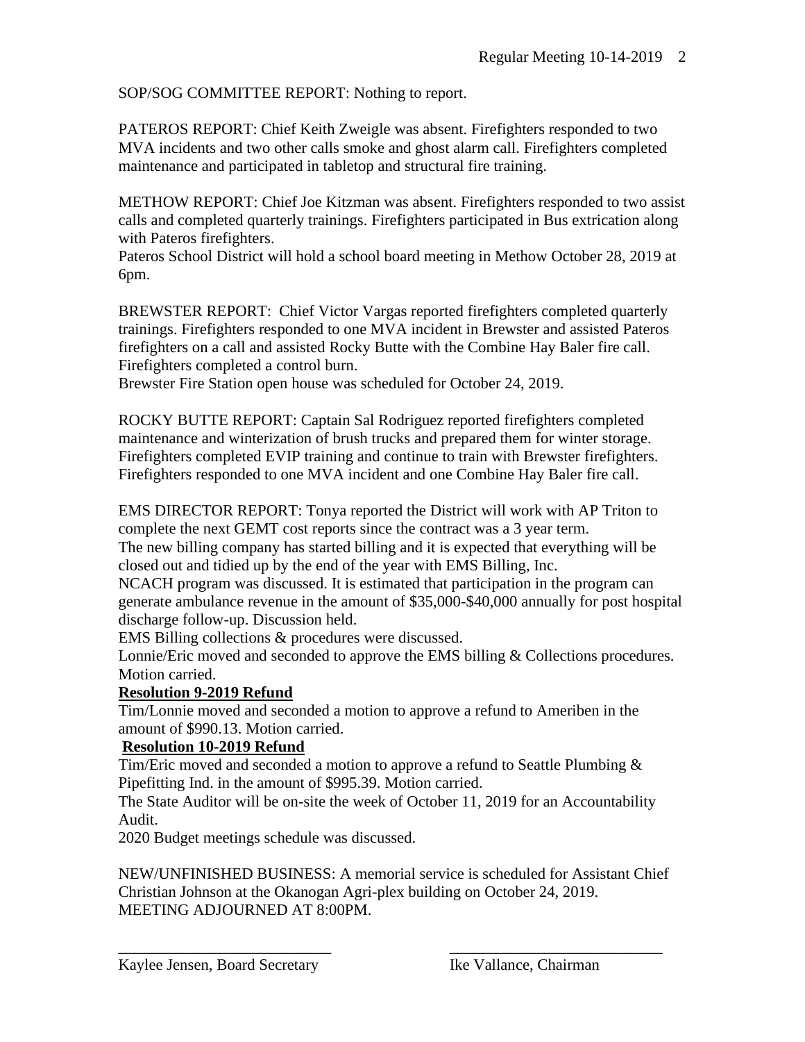SOP/SOG COMMITTEE REPORT: Nothing to report.

PATEROS REPORT: Chief Keith Zweigle was absent. Firefighters responded to two MVA incidents and two other calls smoke and ghost alarm call. Firefighters completed maintenance and participated in tabletop and structural fire training.

METHOW REPORT: Chief Joe Kitzman was absent. Firefighters responded to two assist calls and completed quarterly trainings. Firefighters participated in Bus extrication along with Pateros firefighters.
Pateros School District will hold a school board meeting in Methow October 28, 2019 at 6pm.

BREWSTER REPORT: Chief Victor Vargas reported firefighters completed quarterly trainings. Firefighters responded to one MVA incident in Brewster and assisted Pateros firefighters on a call and assisted Rocky Butte with the Combine Hay Baler fire call. Firefighters completed a control burn.
Brewster Fire Station open house was scheduled for October 24, 2019.

ROCKY BUTTE REPORT: Captain Sal Rodriguez reported firefighters completed maintenance and winterization of brush trucks and prepared them for winter storage. Firefighters completed EVIP training and continue to train with Brewster firefighters. Firefighters responded to one MVA incident and one Combine Hay Baler fire call.

EMS DIRECTOR REPORT: Tonya reported the District will work with AP Triton to complete the next GEMT cost reports since the contract was a 3 year term.
The new billing company has started billing and it is expected that everything will be closed out and tidied up by the end of the year with EMS Billing, Inc.
NCACH program was discussed. It is estimated that participation in the program can generate ambulance revenue in the amount of $35,000-$40,000 annually for post hospital discharge follow-up. Discussion held.
EMS Billing collections & procedures were discussed.
Lonnie/Eric moved and seconded to approve the EMS billing & Collections procedures. Motion carried.

**Resolution 9-2019 Refund**

Tim/Lonnie moved and seconded a motion to approve a refund to Ameriben in the amount of $990.13. Motion carried.

**Resolution 10-2019 Refund**

Tim/Eric moved and seconded a motion to approve a refund to Seattle Plumbing & Pipefitting Ind. in the amount of $995.39. Motion carried.
The State Auditor will be on-site the week of October 11, 2019 for an Accountability Audit.
2020 Budget meetings schedule was discussed.

NEW/UNFINISHED BUSINESS: A memorial service is scheduled for Assistant Chief Christian Johnson at the Okanogan Agri-plex building on October 24, 2019.
MEETING ADJOURNED AT 8:00PM.

\_\_\_\_\_\_\_\_\_\_\_\_\_\_\_\_\_\_\_\_\_\_\_\_\_\_\_ \_\_\_\_\_\_\_\_\_\_\_\_\_\_\_\_\_\_\_\_\_\_\_\_\_\_\_

Kaylee Jensen, Board Secretary Ike Vallance, Chairman